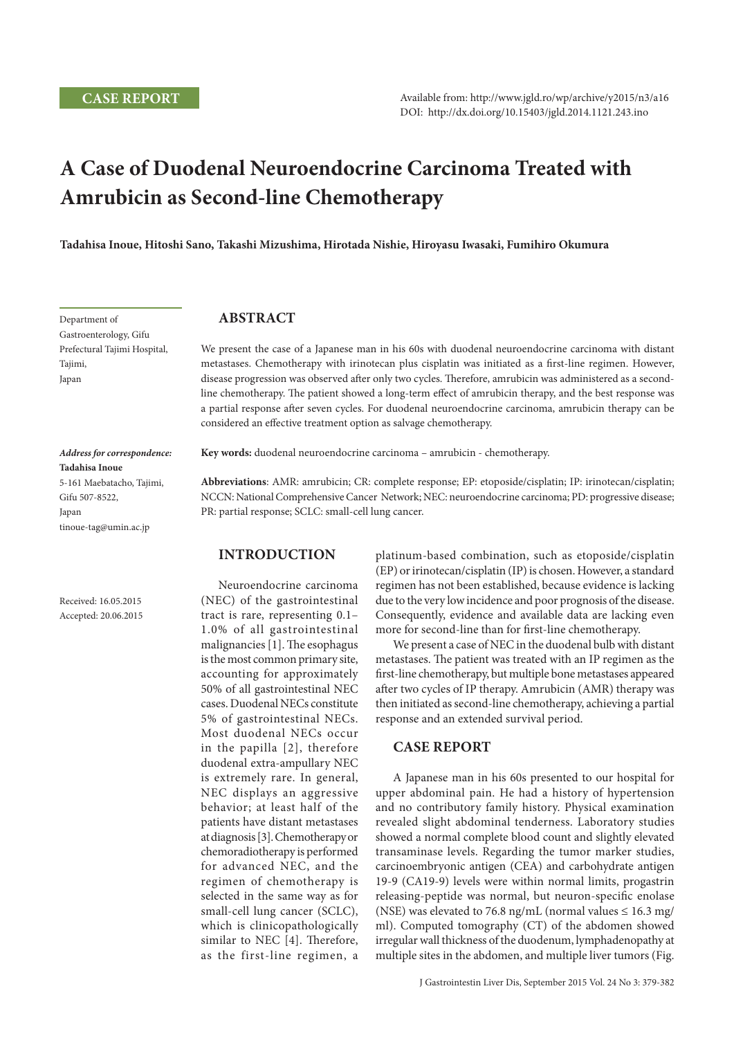CASE REPORT

Available from: http://www.jgld.ro/wp/archive/y2015/n3/a16
DOI: http://dx.doi.org/10.15403/jgld.2014.1121.243.ino

# A Case of Duodenal Neuroendocrine Carcinoma Treated with Amrubicin as Second-line Chemotherapy

**Tadahisa Inoue, Hitoshi Sano, Takashi Mizushima, Hirotada Nishie, Hiroyasu Iwasaki, Fumihiro Okumura**

Department of Gastroenterology, Gifu Prefectural Tajimi Hospital, Tajimi, Japan

***Address for correspondence:***
**Tadahisa Inoue**
5-161 Maebatacho, Tajimi, Gifu 507-8522, Japan
tinoue-tag@umin.ac.jp

Received: 16.05.2015
Accepted: 20.06.2015

## ABSTRACT

We present the case of a Japanese man in his 60s with duodenal neuroendocrine carcinoma with distant metastases. Chemotherapy with irinotecan plus cisplatin was initiated as a first-line regimen. However, disease progression was observed after only two cycles. Therefore, amrubicin was administered as a second-line chemotherapy. The patient showed a long-term effect of amrubicin therapy, and the best response was a partial response after seven cycles. For duodenal neuroendocrine carcinoma, amrubicin therapy can be considered an effective treatment option as salvage chemotherapy.

**Key words:** duodenal neuroendocrine carcinoma – amrubicin - chemotherapy.

**Abbreviations**: AMR: amrubicin; CR: complete response; EP: etoposide/cisplatin; IP: irinotecan/cisplatin; NCCN: National Comprehensive Cancer Network; NEC: neuroendocrine carcinoma; PD: progressive disease; PR: partial response; SCLC: small-cell lung cancer.

## INTRODUCTION

Neuroendocrine carcinoma (NEC) of the gastrointestinal tract is rare, representing 0.1–1.0% of all gastrointestinal malignancies [1]. The esophagus is the most common primary site, accounting for approximately 50% of all gastrointestinal NEC cases. Duodenal NECs constitute 5% of gastrointestinal NECs. Most duodenal NECs occur in the papilla [2], therefore duodenal extra-ampullary NEC is extremely rare. In general, NEC displays an aggressive behavior; at least half of the patients have distant metastases at diagnosis [3]. Chemotherapy or chemoradiotherapy is performed for advanced NEC, and the regimen of chemotherapy is selected in the same way as for small-cell lung cancer (SCLC), which is clinicopathologically similar to NEC [4]. Therefore, as the first-line regimen, a platinum-based combination, such as etoposide/cisplatin (EP) or irinotecan/cisplatin (IP) is chosen. However, a standard regimen has not been established, because evidence is lacking due to the very low incidence and poor prognosis of the disease. Consequently, evidence and available data are lacking even more for second-line than for first-line chemotherapy.

We present a case of NEC in the duodenal bulb with distant metastases. The patient was treated with an IP regimen as the first-line chemotherapy, but multiple bone metastases appeared after two cycles of IP therapy. Amrubicin (AMR) therapy was then initiated as second-line chemotherapy, achieving a partial response and an extended survival period.

## CASE REPORT

A Japanese man in his 60s presented to our hospital for upper abdominal pain. He had a history of hypertension and no contributory family history. Physical examination revealed slight abdominal tenderness. Laboratory studies showed a normal complete blood count and slightly elevated transaminase levels. Regarding the tumor marker studies, carcinoembryonic antigen (CEA) and carbohydrate antigen 19-9 (CA19-9) levels were within normal limits, progastrin releasing-peptide was normal, but neuron-specific enolase (NSE) was elevated to 76.8 ng/mL (normal values ≤ 16.3 mg/ml). Computed tomography (CT) of the abdomen showed irregular wall thickness of the duodenum, lymphadenopathy at multiple sites in the abdomen, and multiple liver tumors (Fig.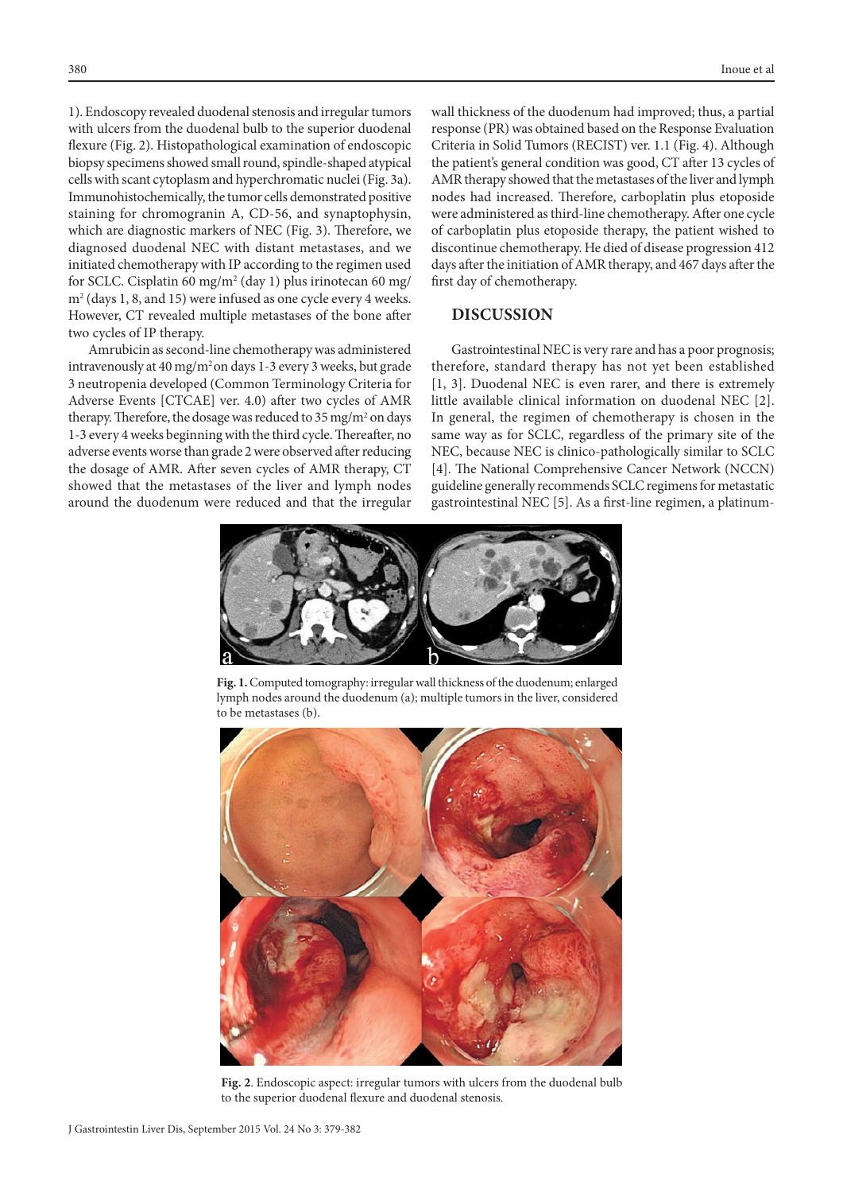1). Endoscopy revealed duodenal stenosis and irregular tumors with ulcers from the duodenal bulb to the superior duodenal flexure (Fig. 2). Histopathological examination of endoscopic biopsy specimens showed small round, spindle-shaped atypical cells with scant cytoplasm and hyperchromatic nuclei (Fig. 3a). Immunohistochemically, the tumor cells demonstrated positive staining for chromogranin A, CD-56, and synaptophysin, which are diagnostic markers of NEC (Fig. 3). Therefore, we diagnosed duodenal NEC with distant metastases, and we initiated chemotherapy with IP according to the regimen used for SCLC. Cisplatin 60 mg/m$^2$ (day 1) plus irinotecan 60 mg/m$^2$ (days 1, 8, and 15) were infused as one cycle every 4 weeks. However, CT revealed multiple metastases of the bone after two cycles of IP therapy.

Amrubicin as second-line chemotherapy was administered intravenously at 40 mg/m$^2$ on days 1-3 every 3 weeks, but grade 3 neutropenia developed (Common Terminology Criteria for Adverse Events [CTCAE] ver. 4.0) after two cycles of AMR therapy. Therefore, the dosage was reduced to 35 mg/m$^2$ on days 1-3 every 4 weeks beginning with the third cycle. Thereafter, no adverse events worse than grade 2 were observed after reducing the dosage of AMR. After seven cycles of AMR therapy, CT showed that the metastases of the liver and lymph nodes around the duodenum were reduced and that the irregular wall thickness of the duodenum had improved; thus, a partial response (PR) was obtained based on the Response Evaluation Criteria in Solid Tumors (RECIST) ver. 1.1 (Fig. 4). Although the patient's general condition was good, CT after 13 cycles of AMR therapy showed that the metastases of the liver and lymph nodes had increased. Therefore, carboplatin plus etoposide were administered as third-line chemotherapy. After one cycle of carboplatin plus etoposide therapy, the patient wished to discontinue chemotherapy. He died of disease progression 412 days after the initiation of AMR therapy, and 467 days after the first day of chemotherapy.

## DISCUSSION

Gastrointestinal NEC is very rare and has a poor prognosis; therefore, standard therapy has not yet been established [1, 3]. Duodenal NEC is even rarer, and there is extremely little available clinical information on duodenal NEC [2]. In general, the regimen of chemotherapy is chosen in the same way as for SCLC, regardless of the primary site of the NEC, because NEC is clinico-pathologically similar to SCLC [4]. The National Comprehensive Cancer Network (NCCN) guideline generally recommends SCLC regimens for metastatic gastrointestinal NEC [5]. As a first-line regimen, a platinum-

**Fig. 1.** Computed tomography: irregular wall thickness of the duodenum; enlarged lymph nodes around the duodenum (a); multiple tumors in the liver, considered to be metastases (b).

**Fig. 2**. Endoscopic aspect: irregular tumors with ulcers from the duodenal bulb to the superior duodenal flexure and duodenal stenosis.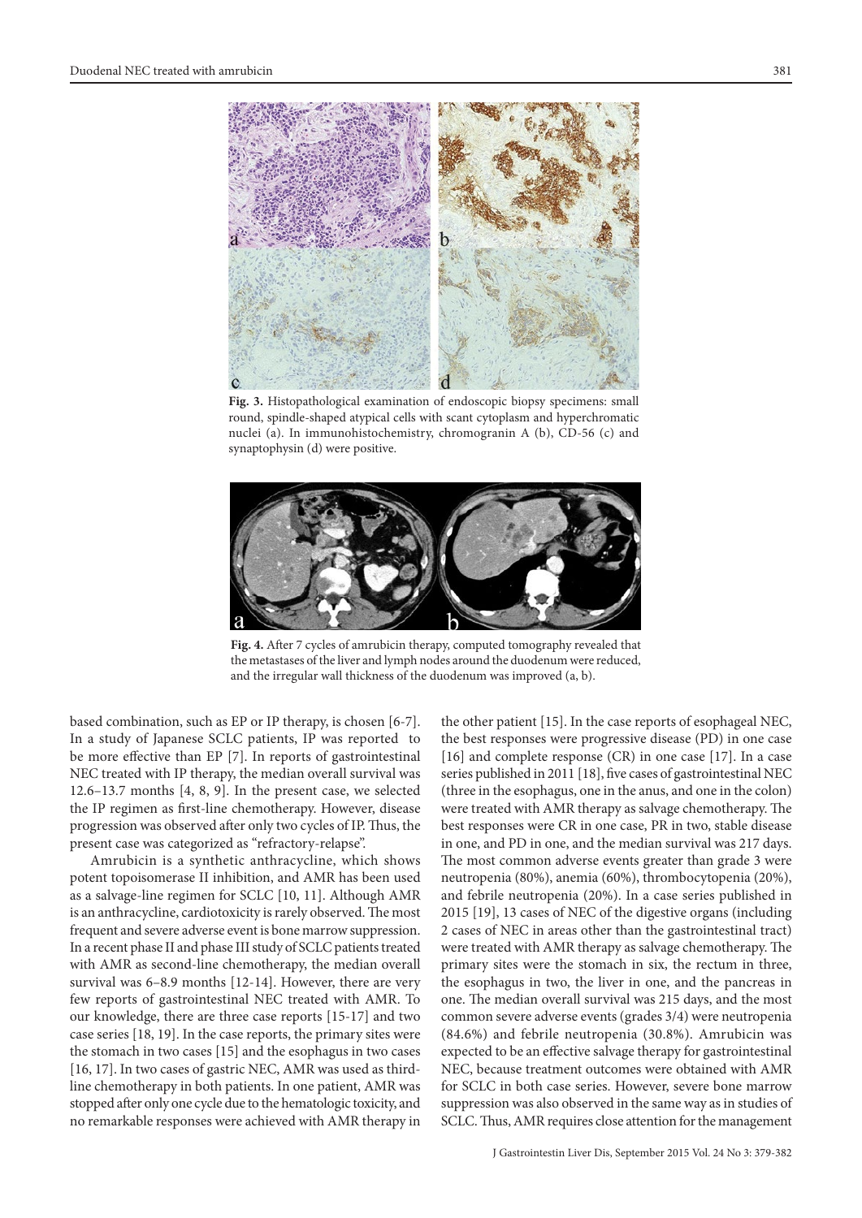Fig. 3. Histopathological examination of endoscopic biopsy specimens: small round, spindle-shaped atypical cells with scant cytoplasm and hyperchromatic nuclei (a). In immunohistochemistry, chromogranin A (b), CD-56 (c) and synaptophysin (d) were positive.

Fig. 4. After 7 cycles of amrubicin therapy, computed tomography revealed that the metastases of the liver and lymph nodes around the duodenum were reduced, and the irregular wall thickness of the duodenum was improved (a, b).

based combination, such as EP or IP therapy, is chosen [6-7]. In a study of Japanese SCLC patients, IP was reported to be more effective than EP [7]. In reports of gastrointestinal NEC treated with IP therapy, the median overall survival was 12.6–13.7 months [4, 8, 9]. In the present case, we selected the IP regimen as first-line chemotherapy. However, disease progression was observed after only two cycles of IP. Thus, the present case was categorized as "refractory-relapse".

Amrubicin is a synthetic anthracycline, which shows potent topoisomerase II inhibition, and AMR has been used as a salvage-line regimen for SCLC [10, 11]. Although AMR is an anthracycline, cardiotoxicity is rarely observed. The most frequent and severe adverse event is bone marrow suppression. In a recent phase II and phase III study of SCLC patients treated with AMR as second-line chemotherapy, the median overall survival was 6–8.9 months [12-14]. However, there are very few reports of gastrointestinal NEC treated with AMR. To our knowledge, there are three case reports [15-17] and two case series [18, 19]. In the case reports, the primary sites were the stomach in two cases [15] and the esophagus in two cases [16, 17]. In two cases of gastric NEC, AMR was used as third-line chemotherapy in both patients. In one patient, AMR was stopped after only one cycle due to the hematologic toxicity, and no remarkable responses were achieved with AMR therapy in the other patient [15]. In the case reports of esophageal NEC, the best responses were progressive disease (PD) in one case [16] and complete response (CR) in one case [17]. In a case series published in 2011 [18], five cases of gastrointestinal NEC (three in the esophagus, one in the anus, and one in the colon) were treated with AMR therapy as salvage chemotherapy. The best responses were CR in one case, PR in two, stable disease in one, and PD in one, and the median survival was 217 days. The most common adverse events greater than grade 3 were neutropenia (80%), anemia (60%), thrombocytopenia (20%), and febrile neutropenia (20%). In a case series published in 2015 [19], 13 cases of NEC of the digestive organs (including 2 cases of NEC in areas other than the gastrointestinal tract) were treated with AMR therapy as salvage chemotherapy. The primary sites were the stomach in six, the rectum in three, the esophagus in two, the liver in one, and the pancreas in one. The median overall survival was 215 days, and the most common severe adverse events (grades 3/4) were neutropenia (84.6%) and febrile neutropenia (30.8%). Amrubicin was expected to be an effective salvage therapy for gastrointestinal NEC, because treatment outcomes were obtained with AMR for SCLC in both case series. However, severe bone marrow suppression was also observed in the same way as in studies of SCLC. Thus, AMR requires close attention for the management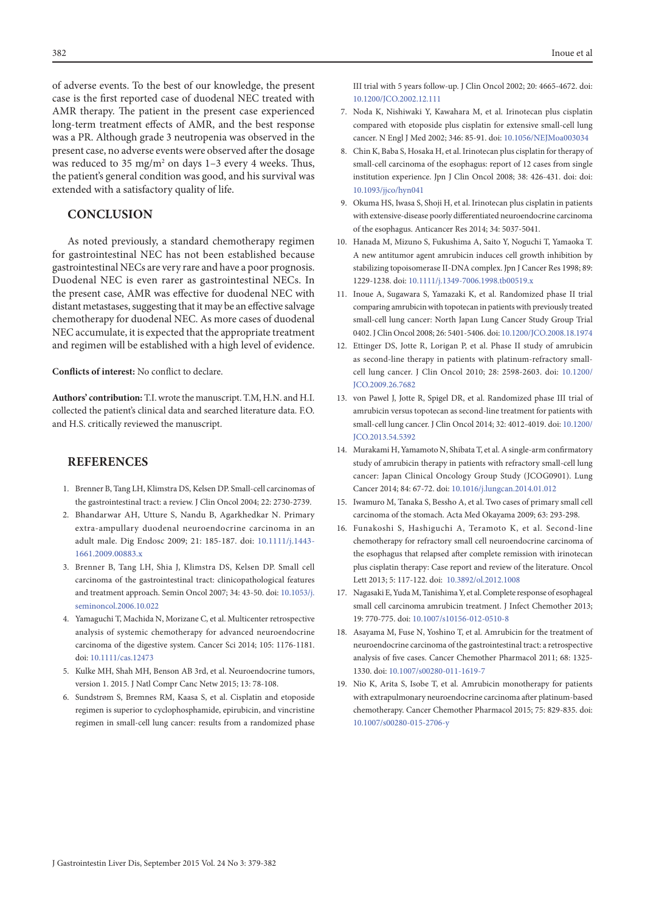of adverse events. To the best of our knowledge, the present case is the first reported case of duodenal NEC treated with AMR therapy. The patient in the present case experienced long-term treatment effects of AMR, and the best response was a PR. Although grade 3 neutropenia was observed in the present case, no adverse events were observed after the dosage was reduced to 35 mg/m$^2$ on days 1–3 every 4 weeks. Thus, the patient's general condition was good, and his survival was extended with a satisfactory quality of life.

## CONCLUSION

As noted previously, a standard chemotherapy regimen for gastrointestinal NEC has not been established because gastrointestinal NECs are very rare and have a poor prognosis. Duodenal NEC is even rarer as gastrointestinal NECs. In the present case, AMR was effective for duodenal NEC with distant metastases, suggesting that it may be an effective salvage chemotherapy for duodenal NEC. As more cases of duodenal NEC accumulate, it is expected that the appropriate treatment and regimen will be established with a high level of evidence.

**Conflicts of interest:** No conflict to declare.

**Authors' contribution:** T.I. wrote the manuscript. T.M, H.N. and H.I. collected the patient's clinical data and searched literature data. F.O. and H.S. critically reviewed the manuscript.

## REFERENCES

1. Brenner B, Tang LH, Klimstra DS, Kelsen DP. Small-cell carcinomas of the gastrointestinal tract: a review. J Clin Oncol 2004; 22: 2730-2739.
2. Bhandarwar AH, Utture S, Nandu B, Agarkhedkar N. Primary extra-ampullary duodenal neuroendocrine carcinoma in an adult male. Dig Endosc 2009; 21: 185-187. doi: 10.1111/j.1443-1661.2009.00883.x
3. Brenner B, Tang LH, Shia J, Klimstra DS, Kelsen DP. Small cell carcinoma of the gastrointestinal tract: clinicopathological features and treatment approach. Semin Oncol 2007; 34: 43-50. doi: 10.1053/j.seminoncol.2006.10.022
4. Yamaguchi T, Machida N, Morizane C, et al. Multicenter retrospective analysis of systemic chemotherapy for advanced neuroendocrine carcinoma of the digestive system. Cancer Sci 2014; 105: 1176-1181. doi: 10.1111/cas.12473
5. Kulke MH, Shah MH, Benson AB 3rd, et al. Neuroendocrine tumors, version 1. 2015. J Natl Compr Canc Netw 2015; 13: 78-108.
6. Sundstrøm S, Bremnes RM, Kaasa S, et al. Cisplatin and etoposide regimen is superior to cyclophosphamide, epirubicin, and vincristine regimen in small-cell lung cancer: results from a randomized phase III trial with 5 years follow-up. J Clin Oncol 2002; 20: 4665-4672. doi: 10.1200/JCO.2002.12.111
7. Noda K, Nishiwaki Y, Kawahara M, et al. Irinotecan plus cisplatin compared with etoposide plus cisplatin for extensive small-cell lung cancer. N Engl J Med 2002; 346: 85-91. doi: 10.1056/NEJMoa003034
8. Chin K, Baba S, Hosaka H, et al. Irinotecan plus cisplatin for therapy of small-cell carcinoma of the esophagus: report of 12 cases from single institution experience. Jpn J Clin Oncol 2008; 38: 426-431. doi: doi: 10.1093/jjco/hyn041
9. Okuma HS, Iwasa S, Shoji H, et al. Irinotecan plus cisplatin in patients with extensive-disease poorly differentiated neuroendocrine carcinoma of the esophagus. Anticancer Res 2014; 34: 5037-5041.
10. Hanada M, Mizuno S, Fukushima A, Saito Y, Noguchi T, Yamaoka T. A new antitumor agent amrubicin induces cell growth inhibition by stabilizing topoisomerase II-DNA complex. Jpn J Cancer Res 1998; 89: 1229-1238. doi: 10.1111/j.1349-7006.1998.tb00519.x
11. Inoue A, Sugawara S, Yamazaki K, et al. Randomized phase II trial comparing amrubicin with topotecan in patients with previously treated small-cell lung cancer: North Japan Lung Cancer Study Group Trial 0402. J Clin Oncol 2008; 26: 5401-5406. doi: 10.1200/JCO.2008.18.1974
12. Ettinger DS, Jotte R, Lorigan P, et al. Phase II study of amrubicin as second-line therapy in patients with platinum-refractory small-cell lung cancer. J Clin Oncol 2010; 28: 2598-2603. doi: 10.1200/JCO.2009.26.7682
13. von Pawel J, Jotte R, Spigel DR, et al. Randomized phase III trial of amrubicin versus topotecan as second-line treatment for patients with small-cell lung cancer. J Clin Oncol 2014; 32: 4012-4019. doi: 10.1200/JCO.2013.54.5392
14. Murakami H, Yamamoto N, Shibata T, et al. A single-arm confirmatory study of amrubicin therapy in patients with refractory small-cell lung cancer: Japan Clinical Oncology Group Study (JCOG0901). Lung Cancer 2014; 84: 67-72. doi: 10.1016/j.lungcan.2014.01.012
15. Iwamuro M, Tanaka S, Bessho A, et al. Two cases of primary small cell carcinoma of the stomach. Acta Med Okayama 2009; 63: 293-298.
16. Funakoshi S, Hashiguchi A, Teramoto K, et al. Second-line chemotherapy for refractory small cell neuroendocrine carcinoma of the esophagus that relapsed after complete remission with irinotecan plus cisplatin therapy: Case report and review of the literature. Oncol Lett 2013; 5: 117-122. doi: 10.3892/ol.2012.1008
17. Nagasaki E, Yuda M, Tanishima Y, et al. Complete response of esophageal small cell carcinoma amrubicin treatment. J Infect Chemother 2013; 19: 770-775. doi: 10.1007/s10156-012-0510-8
18. Asayama M, Fuse N, Yoshino T, et al. Amrubicin for the treatment of neuroendocrine carcinoma of the gastrointestinal tract: a retrospective analysis of five cases. Cancer Chemother Pharmacol 2011; 68: 1325-1330. doi: 10.1007/s00280-011-1619-7
19. Nio K, Arita S, Isobe T, et al. Amrubicin monotherapy for patients with extrapulmonary neuroendocrine carcinoma after platinum-based chemotherapy. Cancer Chemother Pharmacol 2015; 75: 829-835. doi: 10.1007/s00280-015-2706-y